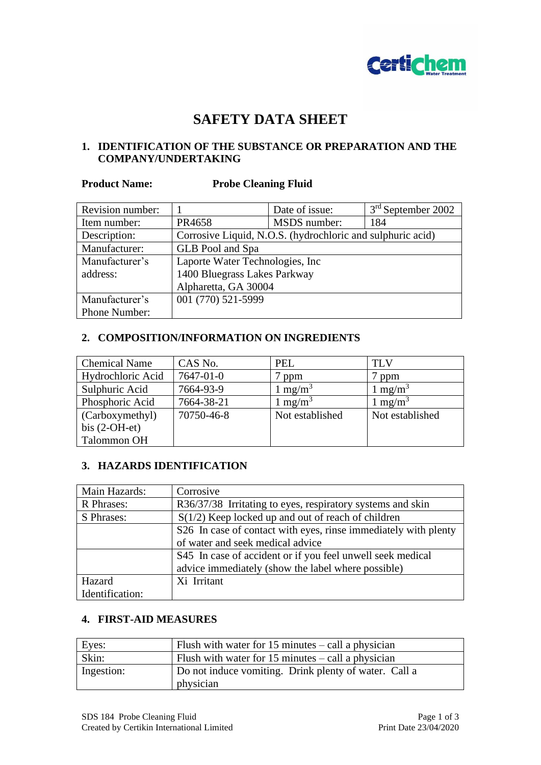# SAFETY DATA SHEET

## 1. IDENTIFICATION OF THE SUBSTANCE OR PREPARATION AND THE COMPANY/UNDERTAKING

**Product Name:** **Probe Cleaning Fluid**

| Revision number: | 1 | Date of issue: | 3rd September 2002 |
|---|---|---|---|
| Item number: | PR4658 | MSDS number: | 184 |
| Description: | Corrosive Liquid, N.O.S. (hydrochloric and sulphuric acid) | | |
| Manufacturer: | GLB Pool and Spa | | |
| Manufacturer's address: | Laporte Water Technologies, Inc<br>1400 Bluegrass Lakes Parkway<br>Alpharetta, GA 30004 | | |
| Manufacturer's Phone Number: | 001 (770) 521-5999 | | |

## 2. COMPOSITION/INFORMATION ON INGREDIENTS

| Chemical Name | CAS No. | PEL | TLV |
|---|---|---|---|
| Hydrochloric Acid | 7647-01-0 | 7 ppm | 7 ppm |
| Sulphuric Acid | 7664-93-9 | 1 $mg/m^3$ | 1 $mg/m^3$ |
| Phosphoric Acid | 7664-38-21 | 1 $mg/m^3$ | 1 $mg/m^3$ |
| (Carboxymethyl) bis (2-OH-et) Talommon OH | 70750-46-8 | Not established | Not established |

## 3. HAZARDS IDENTIFICATION

| Main Hazards: | Corrosive |
|---|---|
| R Phrases: | R36/37/38 Irritating to eyes, respiratory systems and skin |
| S Phrases: | S(1/2) Keep locked up and out of reach of children |
| | S26 In case of contact with eyes, rinse immediately with plenty of water and seek medical advice |
| | S45 In case of accident or if you feel unwell seek medical advice immediately (show the label where possible) |
| Hazard Identification: | Xi Irritant |

## 4. FIRST-AID MEASURES

| Eyes: | Flush with water for 15 minutes – call a physician |
|---|---|
| Skin: | Flush with water for 15 minutes – call a physician |
| Ingestion: | Do not induce vomiting. Drink plenty of water. Call a physician |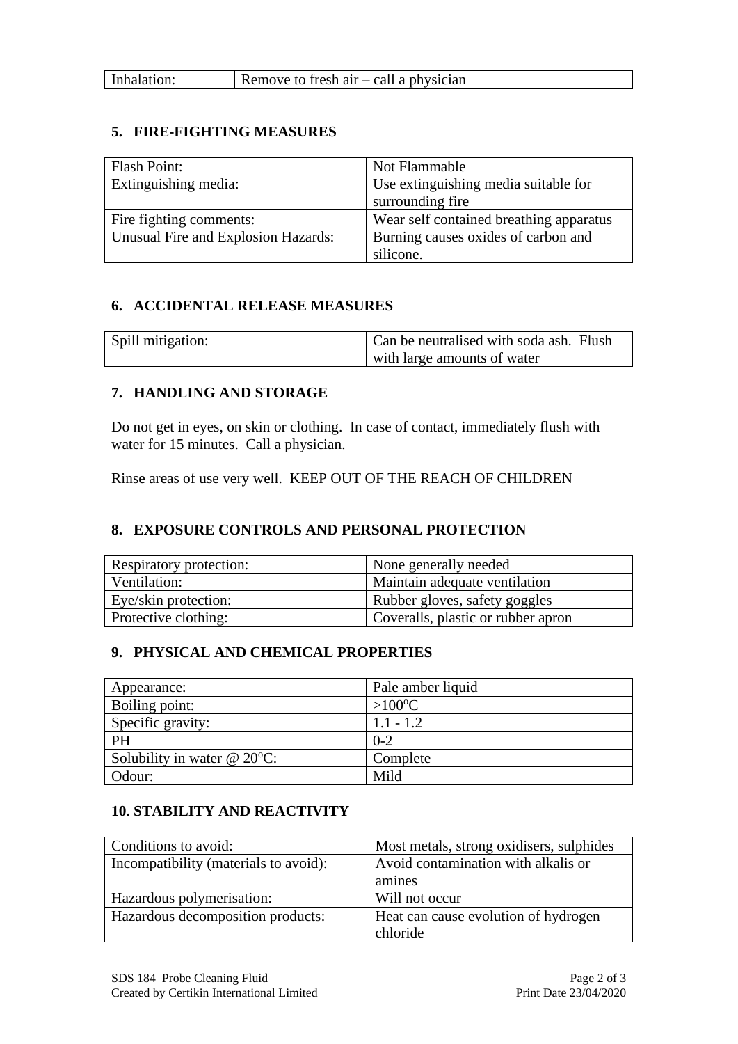| Inhalation: | Remove to fresh air – call a physician |
|---|---|

## 5. FIRE-FIGHTING MEASURES

| Flash Point: | Not Flammable |
|---|---|
| Extinguishing media: | Use extinguishing media suitable for surrounding fire |
| Fire fighting comments: | Wear self contained breathing apparatus |
| Unusual Fire and Explosion Hazards: | Burning causes oxides of carbon and silicone. |

## 6. ACCIDENTAL RELEASE MEASURES

| Spill mitigation: | Can be neutralised with soda ash. Flush with large amounts of water |
|---|---|

## 7. HANDLING AND STORAGE

Do not get in eyes, on skin or clothing. In case of contact, immediately flush with water for 15 minutes. Call a physician.

Rinse areas of use very well. KEEP OUT OF THE REACH OF CHILDREN

## 8. EXPOSURE CONTROLS AND PERSONAL PROTECTION

| Respiratory protection: | None generally needed |
|---|---|
| Ventilation: | Maintain adequate ventilation |
| Eye/skin protection: | Rubber gloves, safety goggles |
| Protective clothing: | Coveralls, plastic or rubber apron |

## 9. PHYSICAL AND CHEMICAL PROPERTIES

| Appearance: | Pale amber liquid |
|---|---|
| Boiling point: | >100$^{o}$C |
| Specific gravity: | 1.1 - 1.2 |
| PH | 0-2 |
| Solubility in water @ 20$^{o}$C: | Complete |
| Odour: | Mild |

## 10. STABILITY AND REACTIVITY

| Conditions to avoid: | Most metals, strong oxidisers, sulphides |
|---|---|
| Incompatibility (materials to avoid): | Avoid contamination with alkalis or amines |
| Hazardous polymerisation: | Will not occur |
| Hazardous decomposition products: | Heat can cause evolution of hydrogen chloride |

SDS 184 Probe Cleaning Fluid
Created by Certikin International Limited
Print Date 23/04/2020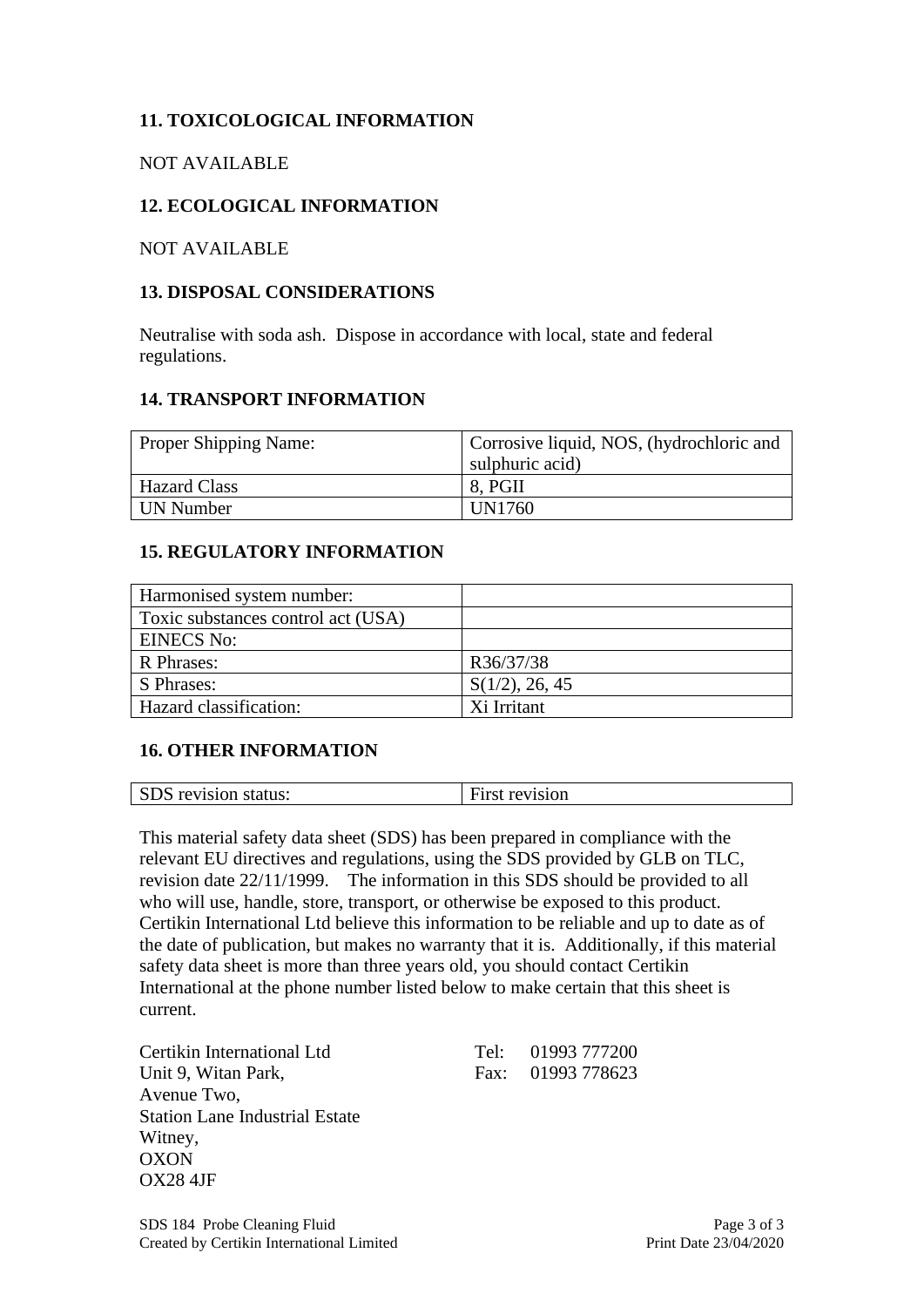## 11. TOXICOLOGICAL INFORMATION

NOT AVAILABLE

## 12. ECOLOGICAL INFORMATION

NOT AVAILABLE

## 13. DISPOSAL CONSIDERATIONS

Neutralise with soda ash. Dispose in accordance with local, state and federal regulations.

## 14. TRANSPORT INFORMATION

| | |
|---|---|
| Proper Shipping Name: | Corrosive liquid, NOS, (hydrochloric and sulphuric acid) |
| Hazard Class | 8, PGII |
| UN Number | UN1760 |

## 15. REGULATORY INFORMATION

| | |
|---|---|
| Harmonised system number: | |
| Toxic substances control act (USA) | |
| EINECS No: | |
| R Phrases: | R36/37/38 |
| S Phrases: | S(1/2), 26, 45 |
| Hazard classification: | Xi Irritant |

## 16. OTHER INFORMATION

| | |
|---|---|
| SDS revision status: | First revision |

This material safety data sheet (SDS) has been prepared in compliance with the relevant EU directives and regulations, using the SDS provided by GLB on TLC, revision date 22/11/1999. The information in this SDS should be provided to all who will use, handle, store, transport, or otherwise be exposed to this product. Certikin International Ltd believe this information to be reliable and up to date as of the date of publication, but makes no warranty that it is. Additionally, if this material safety data sheet is more than three years old, you should contact Certikin International at the phone number listed below to make certain that this sheet is current.

Certikin International Ltd
Unit 9, Witan Park,
Avenue Two,
Station Lane Industrial Estate
Witney,
OXON
OX28 4JF

Tel: 01993 777200
Fax: 01993 778623

SDS 184 Probe Cleaning Fluid
Created by Certikin International Limited
Print Date 23/04/2020